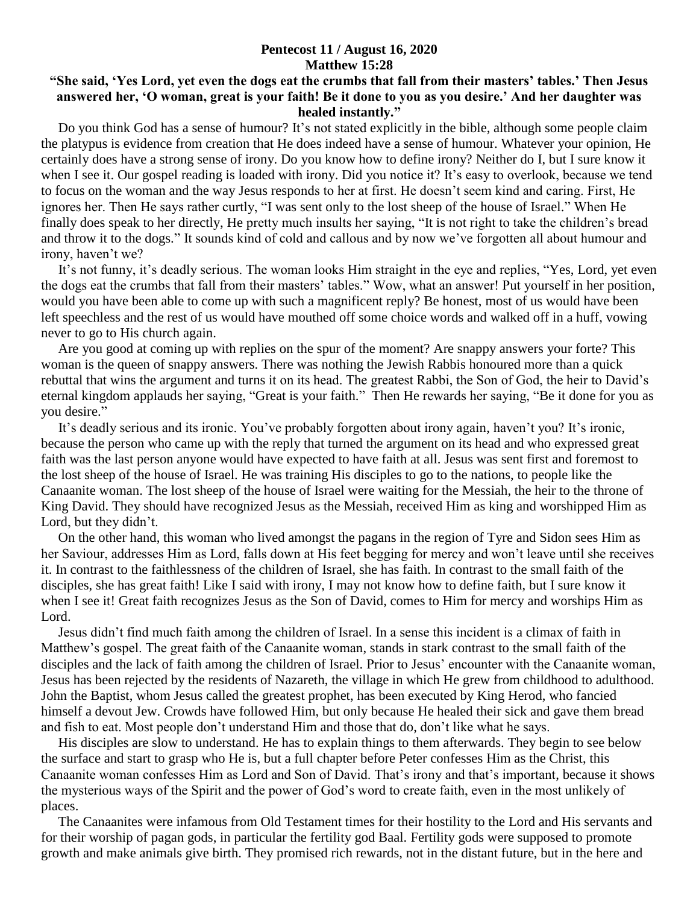**Pentecost 11 / August 16, 2020**
**Matthew 15:28**

**"She said, 'Yes Lord, yet even the dogs eat the crumbs that fall from their masters' tables.' Then Jesus answered her, 'O woman, great is your faith! Be it done to you as you desire.' And her daughter was healed instantly."**

Do you think God has a sense of humour? It's not stated explicitly in the bible, although some people claim the platypus is evidence from creation that He does indeed have a sense of humour. Whatever your opinion, He certainly does have a strong sense of irony. Do you know how to define irony? Neither do I, but I sure know it when I see it. Our gospel reading is loaded with irony. Did you notice it? It's easy to overlook, because we tend to focus on the woman and the way Jesus responds to her at first. He doesn't seem kind and caring. First, He ignores her. Then He says rather curtly, "I was sent only to the lost sheep of the house of Israel." When He finally does speak to her directly, He pretty much insults her saying, "It is not right to take the children's bread and throw it to the dogs." It sounds kind of cold and callous and by now we've forgotten all about humour and irony, haven't we?

It's not funny, it's deadly serious. The woman looks Him straight in the eye and replies, "Yes, Lord, yet even the dogs eat the crumbs that fall from their masters' tables." Wow, what an answer! Put yourself in her position, would you have been able to come up with such a magnificent reply? Be honest, most of us would have been left speechless and the rest of us would have mouthed off some choice words and walked off in a huff, vowing never to go to His church again.

Are you good at coming up with replies on the spur of the moment? Are snappy answers your forte? This woman is the queen of snappy answers. There was nothing the Jewish Rabbis honoured more than a quick rebuttal that wins the argument and turns it on its head. The greatest Rabbi, the Son of God, the heir to David's eternal kingdom applauds her saying, "Great is your faith." Then He rewards her saying, "Be it done for you as you desire."

It's deadly serious and its ironic. You've probably forgotten about irony again, haven't you? It's ironic, because the person who came up with the reply that turned the argument on its head and who expressed great faith was the last person anyone would have expected to have faith at all. Jesus was sent first and foremost to the lost sheep of the house of Israel. He was training His disciples to go to the nations, to people like the Canaanite woman. The lost sheep of the house of Israel were waiting for the Messiah, the heir to the throne of King David. They should have recognized Jesus as the Messiah, received Him as king and worshipped Him as Lord, but they didn't.

On the other hand, this woman who lived amongst the pagans in the region of Tyre and Sidon sees Him as her Saviour, addresses Him as Lord, falls down at His feet begging for mercy and won't leave until she receives it. In contrast to the faithlessness of the children of Israel, she has faith. In contrast to the small faith of the disciples, she has great faith! Like I said with irony, I may not know how to define faith, but I sure know it when I see it! Great faith recognizes Jesus as the Son of David, comes to Him for mercy and worships Him as Lord.

Jesus didn't find much faith among the children of Israel. In a sense this incident is a climax of faith in Matthew's gospel. The great faith of the Canaanite woman, stands in stark contrast to the small faith of the disciples and the lack of faith among the children of Israel. Prior to Jesus' encounter with the Canaanite woman, Jesus has been rejected by the residents of Nazareth, the village in which He grew from childhood to adulthood. John the Baptist, whom Jesus called the greatest prophet, has been executed by King Herod, who fancied himself a devout Jew. Crowds have followed Him, but only because He healed their sick and gave them bread and fish to eat. Most people don't understand Him and those that do, don't like what he says.

His disciples are slow to understand. He has to explain things to them afterwards. They begin to see below the surface and start to grasp who He is, but a full chapter before Peter confesses Him as the Christ, this Canaanite woman confesses Him as Lord and Son of David. That's irony and that's important, because it shows the mysterious ways of the Spirit and the power of God's word to create faith, even in the most unlikely of places.

The Canaanites were infamous from Old Testament times for their hostility to the Lord and His servants and for their worship of pagan gods, in particular the fertility god Baal. Fertility gods were supposed to promote growth and make animals give birth. They promised rich rewards, not in the distant future, but in the here and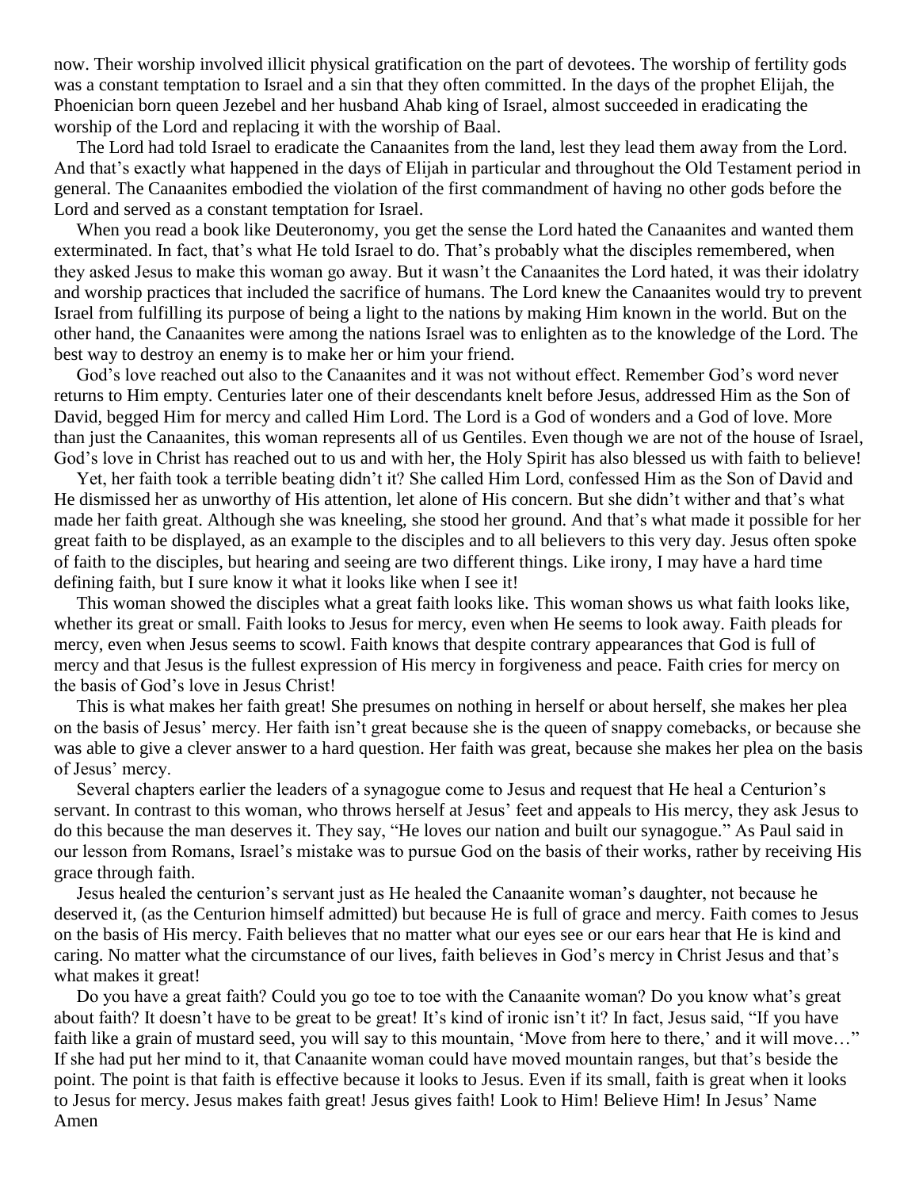now. Their worship involved illicit physical gratification on the part of devotees. The worship of fertility gods was a constant temptation to Israel and a sin that they often committed. In the days of the prophet Elijah, the Phoenician born queen Jezebel and her husband Ahab king of Israel, almost succeeded in eradicating the worship of the Lord and replacing it with the worship of Baal.

The Lord had told Israel to eradicate the Canaanites from the land, lest they lead them away from the Lord. And that's exactly what happened in the days of Elijah in particular and throughout the Old Testament period in general. The Canaanites embodied the violation of the first commandment of having no other gods before the Lord and served as a constant temptation for Israel.

When you read a book like Deuteronomy, you get the sense the Lord hated the Canaanites and wanted them exterminated. In fact, that's what He told Israel to do. That's probably what the disciples remembered, when they asked Jesus to make this woman go away. But it wasn't the Canaanites the Lord hated, it was their idolatry and worship practices that included the sacrifice of humans. The Lord knew the Canaanites would try to prevent Israel from fulfilling its purpose of being a light to the nations by making Him known in the world. But on the other hand, the Canaanites were among the nations Israel was to enlighten as to the knowledge of the Lord. The best way to destroy an enemy is to make her or him your friend.

God's love reached out also to the Canaanites and it was not without effect. Remember God's word never returns to Him empty. Centuries later one of their descendants knelt before Jesus, addressed Him as the Son of David, begged Him for mercy and called Him Lord. The Lord is a God of wonders and a God of love. More than just the Canaanites, this woman represents all of us Gentiles. Even though we are not of the house of Israel, God's love in Christ has reached out to us and with her, the Holy Spirit has also blessed us with faith to believe!

Yet, her faith took a terrible beating didn't it? She called Him Lord, confessed Him as the Son of David and He dismissed her as unworthy of His attention, let alone of His concern. But she didn't wither and that's what made her faith great. Although she was kneeling, she stood her ground. And that's what made it possible for her great faith to be displayed, as an example to the disciples and to all believers to this very day. Jesus often spoke of faith to the disciples, but hearing and seeing are two different things. Like irony, I may have a hard time defining faith, but I sure know it what it looks like when I see it!

This woman showed the disciples what a great faith looks like. This woman shows us what faith looks like, whether its great or small. Faith looks to Jesus for mercy, even when He seems to look away. Faith pleads for mercy, even when Jesus seems to scowl. Faith knows that despite contrary appearances that God is full of mercy and that Jesus is the fullest expression of His mercy in forgiveness and peace. Faith cries for mercy on the basis of God's love in Jesus Christ!

This is what makes her faith great! She presumes on nothing in herself or about herself, she makes her plea on the basis of Jesus' mercy. Her faith isn't great because she is the queen of snappy comebacks, or because she was able to give a clever answer to a hard question. Her faith was great, because she makes her plea on the basis of Jesus' mercy.

Several chapters earlier the leaders of a synagogue come to Jesus and request that He heal a Centurion's servant. In contrast to this woman, who throws herself at Jesus' feet and appeals to His mercy, they ask Jesus to do this because the man deserves it. They say, "He loves our nation and built our synagogue." As Paul said in our lesson from Romans, Israel's mistake was to pursue God on the basis of their works, rather by receiving His grace through faith.

Jesus healed the centurion's servant just as He healed the Canaanite woman's daughter, not because he deserved it, (as the Centurion himself admitted) but because He is full of grace and mercy. Faith comes to Jesus on the basis of His mercy. Faith believes that no matter what our eyes see or our ears hear that He is kind and caring. No matter what the circumstance of our lives, faith believes in God's mercy in Christ Jesus and that's what makes it great!

Do you have a great faith? Could you go toe to toe with the Canaanite woman? Do you know what's great about faith? It doesn't have to be great to be great! It's kind of ironic isn't it? In fact, Jesus said, "If you have faith like a grain of mustard seed, you will say to this mountain, 'Move from here to there,' and it will move…" If she had put her mind to it, that Canaanite woman could have moved mountain ranges, but that's beside the point. The point is that faith is effective because it looks to Jesus. Even if its small, faith is great when it looks to Jesus for mercy. Jesus makes faith great! Jesus gives faith! Look to Him! Believe Him! In Jesus' Name Amen